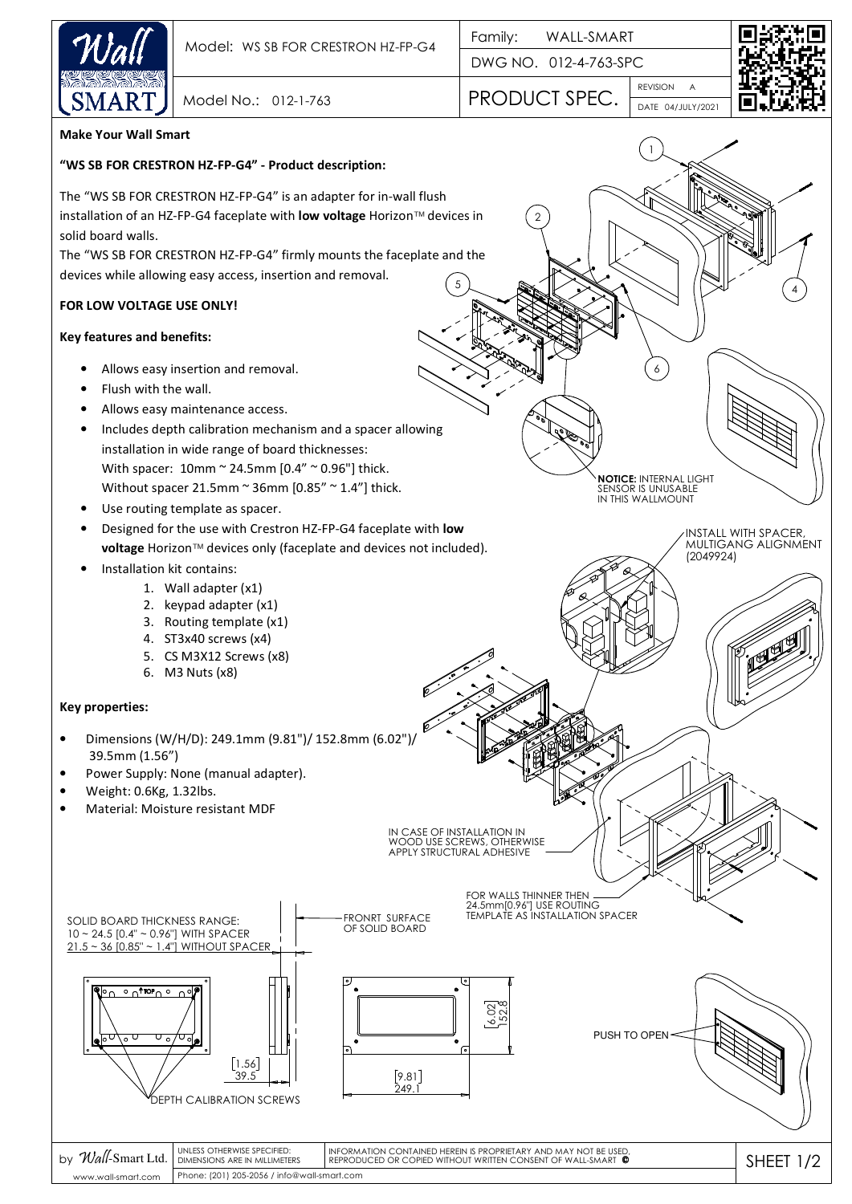Model: WS SB FOR CRESTRON HZ-FP-G4

Model No.: 012-1-763

Family: WALL-SMART

DWG NO. 012-4-763-SPC

PRODUCT SPEC.

REVISION A

DATE 04/JULY/2021

**Make Your Wall Smart**

**"WS SB FOR CRESTRON HZ-FP-G4" - Product description:**

The "WS SB FOR CRESTRON HZ-FP-G4" is an adapter for in-wall flush installation of an HZ-FP-G4 faceplate with **low voltage** Horizon™ devices in solid board walls.
The "WS SB FOR CRESTRON HZ-FP-G4" firmly mounts the faceplate and the devices while allowing easy access, insertion and removal.

**FOR LOW VOLTAGE USE ONLY!**

**Key features and benefits:**

- Allows easy insertion and removal.
- Flush with the wall.
- Allows easy maintenance access.
- Includes depth calibration mechanism and a spacer allowing installation in wide range of board thicknesses:
  With spacer: 10mm ~ 24.5mm [0.4" ~ 0.96"] thick.
  Without spacer 21.5mm ~ 36mm [0.85" ~ 1.4"] thick.
- Use routing template as spacer.
- Designed for the use with Crestron HZ-FP-G4 faceplate with **low voltage** Horizon™ devices only (faceplate and devices not included).
- Installation kit contains:
  1. Wall adapter (x1)
  2. keypad adapter (x1)
  3. Routing template (x1)
  4. ST3x40 screws (x4)
  5. CS M3X12 Screws (x8)
  6. M3 Nuts (x8)

**Key properties:**

- Dimensions (W/H/D): 249.1mm (9.81")/ 152.8mm (6.02")/ 39.5mm (1.56")
- Power Supply: None (manual adapter).
- Weight: 0.6Kg, 1.32lbs.
- Material: Moisture resistant MDF

**NOTICE:** INTERNAL LIGHT SENSOR IS UNUSABLE IN THIS WALLMOUNT

INSTALL WITH SPACER, MULTIGANG ALIGNMENT (2049924)

IN CASE OF INSTALLATION IN WOOD USE SCREWS, OTHERWISE APPLY STRUCTURAL ADHESIVE

FOR WALLS THINNER THEN 24.5mm[0.96"] USE ROUTING TEMPLATE AS INSTALLATION SPACER

SOLID BOARD THICKNESS RANGE:
10 ~ 24.5 [0.4" ~ 0.96"] WITH SPACER
21.5 ~ 36 [0.85" ~ 1.4"] WITHOUT SPACER

FRONRT SURFACE OF SOLID BOARD

TOP

[1.56] 39.5

[9.81] 249.1

[6.02] 152.8

DEPTH CALIBRATION SCREWS

PUSH TO OPEN

by Wall-Smart Ltd. | UNLESS OTHERWISE SPECIFIED: DIMENSIONS ARE IN MILLIMETERS | INFORMATION CONTAINED HEREIN IS PROPRIETARY AND MAY NOT BE USED, REPRODUCED OR COPIED WITHOUT WRITTEN CONSENT OF WALL-SMART ©

www.wall-smart.com | Phone: (201) 205-2056 / info@wall-smart.com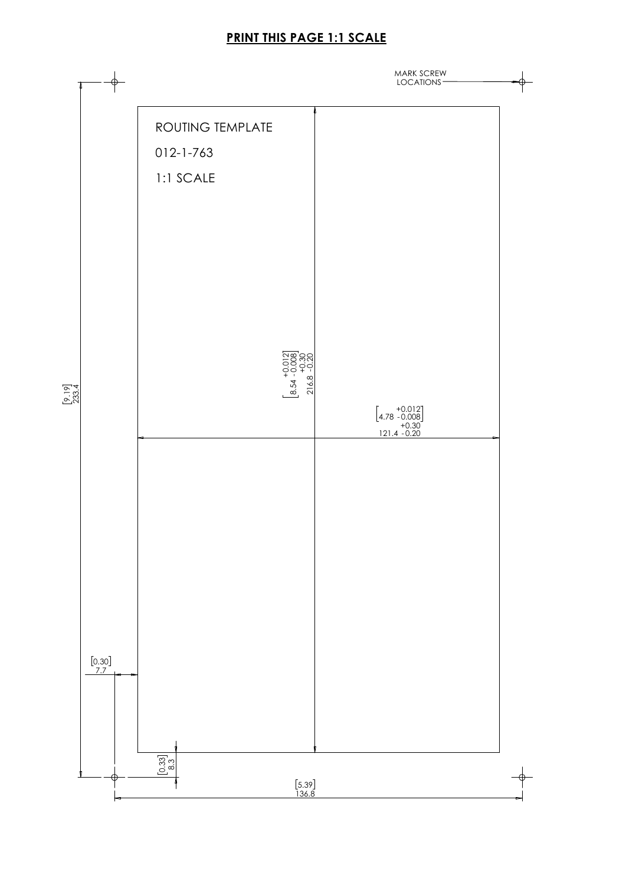**PRINT THIS PAGE 1:1 SCALE**

MARK SCREW LOCATIONS

ROUTING TEMPLATE

012-1-763

1:1 SCALE

[8.54 +0.012 -0.008]
216.8 +0.30 -0.20

[4.78 +0.012 -0.008]
121.4 +0.30 -0.20

[9.19]
233.4

[0.30]
7.7

[0.33]
8.3

[5.39]
136.8